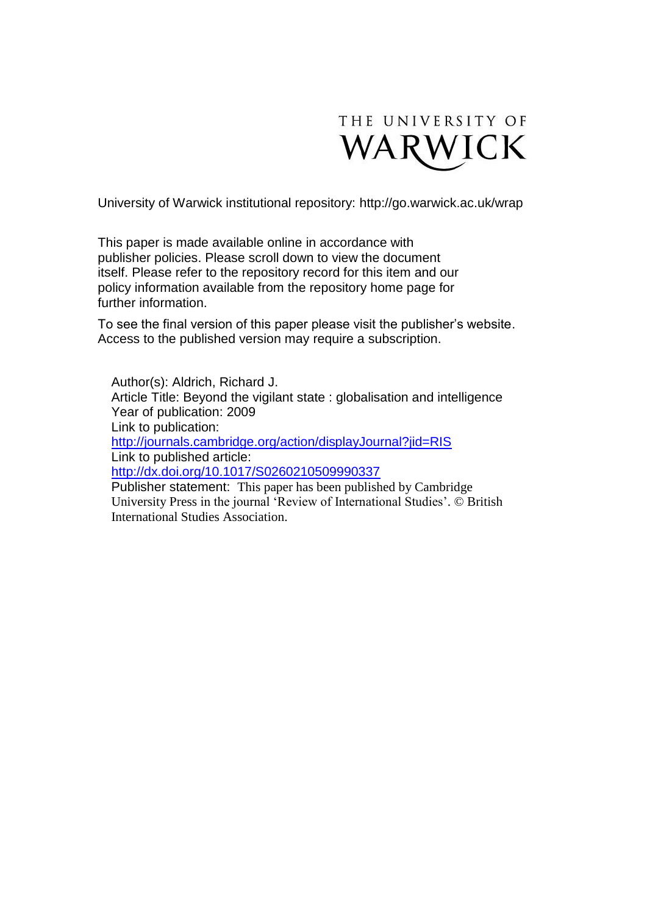THE UNIVERSITY OF
WARWICK

University of Warwick institutional repository: http://go.warwick.ac.uk/wrap

This paper is made available online in accordance with publisher policies. Please scroll down to view the document itself. Please refer to the repository record for this item and our policy information available from the repository home page for further information.

To see the final version of this paper please visit the publisher's website. Access to the published version may require a subscription.

Author(s): Aldrich, Richard J.
Article Title: Beyond the vigilant state : globalisation and intelligence
Year of publication: 2009
Link to publication:
http://journals.cambridge.org/action/displayJournal?jid=RIS
Link to published article:
http://dx.doi.org/10.1017/S0260210509990337
Publisher statement: This paper has been published by Cambridge University Press in the journal 'Review of International Studies'. © British International Studies Association.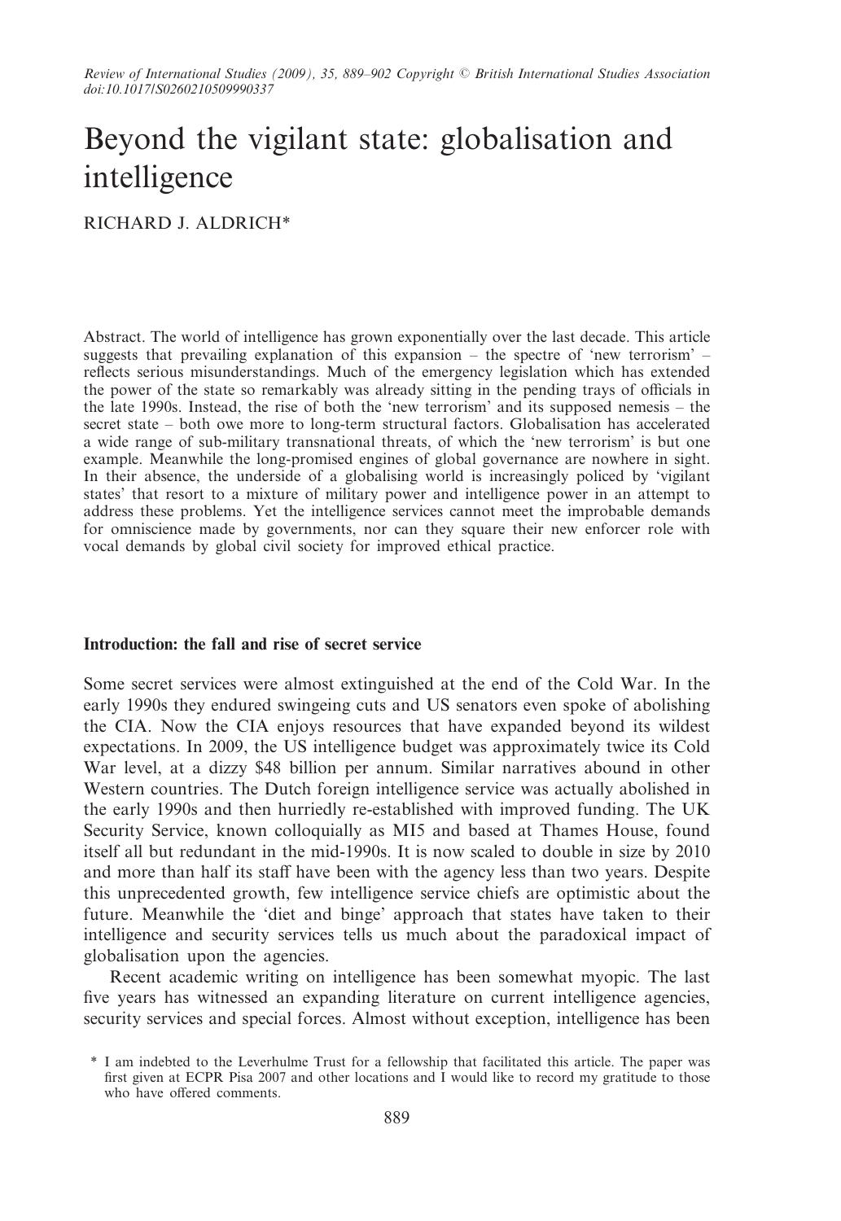Review of International Studies (2009), 35, 889–902 Copyright © British International Studies Association
doi:10.1017/S0260210509990337

# Beyond the vigilant state: globalisation and intelligence

RICHARD J. ALDRICH*

Abstract. The world of intelligence has grown exponentially over the last decade. This article suggests that prevailing explanation of this expansion – the spectre of 'new terrorism' – reflects serious misunderstandings. Much of the emergency legislation which has extended the power of the state so remarkably was already sitting in the pending trays of officials in the late 1990s. Instead, the rise of both the 'new terrorism' and its supposed nemesis – the secret state – both owe more to long-term structural factors. Globalisation has accelerated a wide range of sub-military transnational threats, of which the 'new terrorism' is but one example. Meanwhile the long-promised engines of global governance are nowhere in sight. In their absence, the underside of a globalising world is increasingly policed by 'vigilant states' that resort to a mixture of military power and intelligence power in an attempt to address these problems. Yet the intelligence services cannot meet the improbable demands for omniscience made by governments, nor can they square their new enforcer role with vocal demands by global civil society for improved ethical practice.

## Introduction: the fall and rise of secret service

Some secret services were almost extinguished at the end of the Cold War. In the early 1990s they endured swingeing cuts and US senators even spoke of abolishing the CIA. Now the CIA enjoys resources that have expanded beyond its wildest expectations. In 2009, the US intelligence budget was approximately twice its Cold War level, at a dizzy $48 billion per annum. Similar narratives abound in other Western countries. The Dutch foreign intelligence service was actually abolished in the early 1990s and then hurriedly re-established with improved funding. The UK Security Service, known colloquially as MI5 and based at Thames House, found itself all but redundant in the mid-1990s. It is now scaled to double in size by 2010 and more than half its staff have been with the agency less than two years. Despite this unprecedented growth, few intelligence service chiefs are optimistic about the future. Meanwhile the 'diet and binge' approach that states have taken to their intelligence and security services tells us much about the paradoxical impact of globalisation upon the agencies.

Recent academic writing on intelligence has been somewhat myopic. The last five years has witnessed an expanding literature on current intelligence agencies, security services and special forces. Almost without exception, intelligence has been

\* I am indebted to the Leverhulme Trust for a fellowship that facilitated this article. The paper was first given at ECPR Pisa 2007 and other locations and I would like to record my gratitude to those who have offered comments.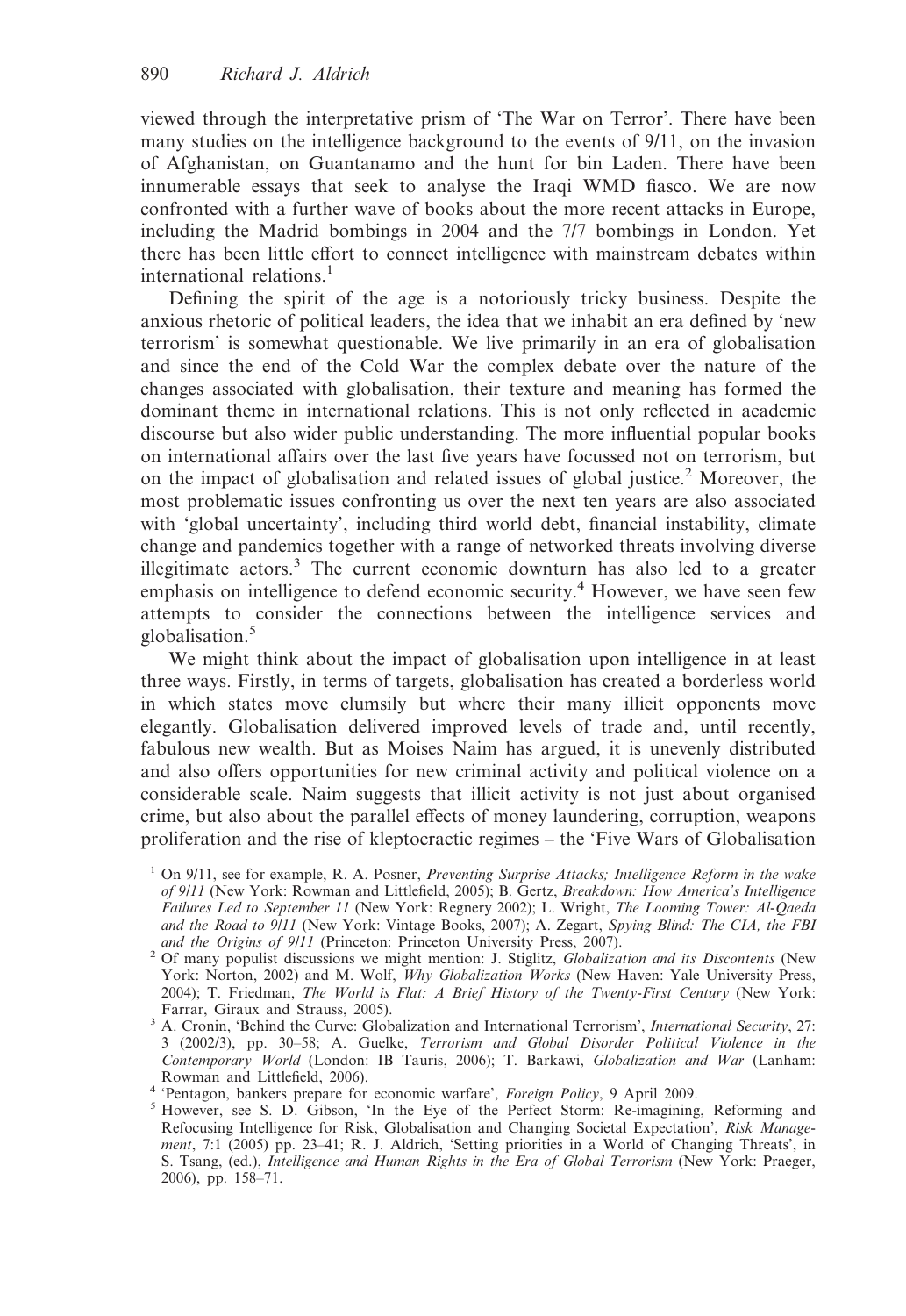viewed through the interpretative prism of 'The War on Terror'. There have been many studies on the intelligence background to the events of 9/11, on the invasion of Afghanistan, on Guantanamo and the hunt for bin Laden. There have been innumerable essays that seek to analyse the Iraqi WMD fiasco. We are now confronted with a further wave of books about the more recent attacks in Europe, including the Madrid bombings in 2004 and the 7/7 bombings in London. Yet there has been little effort to connect intelligence with mainstream debates within international relations.[1]

Defining the spirit of the age is a notoriously tricky business. Despite the anxious rhetoric of political leaders, the idea that we inhabit an era defined by 'new terrorism' is somewhat questionable. We live primarily in an era of globalisation and since the end of the Cold War the complex debate over the nature of the changes associated with globalisation, their texture and meaning has formed the dominant theme in international relations. This is not only reflected in academic discourse but also wider public understanding. The more influential popular books on international affairs over the last five years have focussed not on terrorism, but on the impact of globalisation and related issues of global justice.[2] Moreover, the most problematic issues confronting us over the next ten years are also associated with 'global uncertainty', including third world debt, financial instability, climate change and pandemics together with a range of networked threats involving diverse illegitimate actors.[3] The current economic downturn has also led to a greater emphasis on intelligence to defend economic security.[4] However, we have seen few attempts to consider the connections between the intelligence services and globalisation.[5]

We might think about the impact of globalisation upon intelligence in at least three ways. Firstly, in terms of targets, globalisation has created a borderless world in which states move clumsily but where their many illicit opponents move elegantly. Globalisation delivered improved levels of trade and, until recently, fabulous new wealth. But as Moises Naim has argued, it is unevenly distributed and also offers opportunities for new criminal activity and political violence on a considerable scale. Naim suggests that illicit activity is not just about organised crime, but also about the parallel effects of money laundering, corruption, weapons proliferation and the rise of kleptocractic regimes – the 'Five Wars of Globalisation

[1] On 9/11, see for example, R. A. Posner, *Preventing Surprise Attacks; Intelligence Reform in the wake of 9/11* (New York: Rowman and Littlefield, 2005); B. Gertz, *Breakdown: How America's Intelligence Failures Led to September 11* (New York: Regnery 2002); L. Wright, *The Looming Tower: Al-Qaeda and the Road to 9/11* (New York: Vintage Books, 2007); A. Zegart, *Spying Blind: The CIA, the FBI and the Origins of 9/11* (Princeton: Princeton University Press, 2007).

[2] Of many populist discussions we might mention: J. Stiglitz, *Globalization and its Discontents* (New York: Norton, 2002) and M. Wolf, *Why Globalization Works* (New Haven: Yale University Press, 2004); T. Friedman, *The World is Flat: A Brief History of the Twenty-First Century* (New York: Farrar, Giraux and Strauss, 2005).

[3] A. Cronin, 'Behind the Curve: Globalization and International Terrorism', *International Security*, 27: 3 (2002/3), pp. 30–58; A. Guelke, *Terrorism and Global Disorder Political Violence in the Contemporary World* (London: IB Tauris, 2006); T. Barkawi, *Globalization and War* (Lanham: Rowman and Littlefield, 2006).

[4] 'Pentagon, bankers prepare for economic warfare', *Foreign Policy*, 9 April 2009.

[5] However, see S. D. Gibson, 'In the Eye of the Perfect Storm: Re-imagining, Reforming and Refocusing Intelligence for Risk, Globalisation and Changing Societal Expectation', *Risk Management*, 7:1 (2005) pp. 23–41; R. J. Aldrich, 'Setting priorities in a World of Changing Threats', in S. Tsang, (ed.), *Intelligence and Human Rights in the Era of Global Terrorism* (New York: Praeger, 2006), pp. 158–71.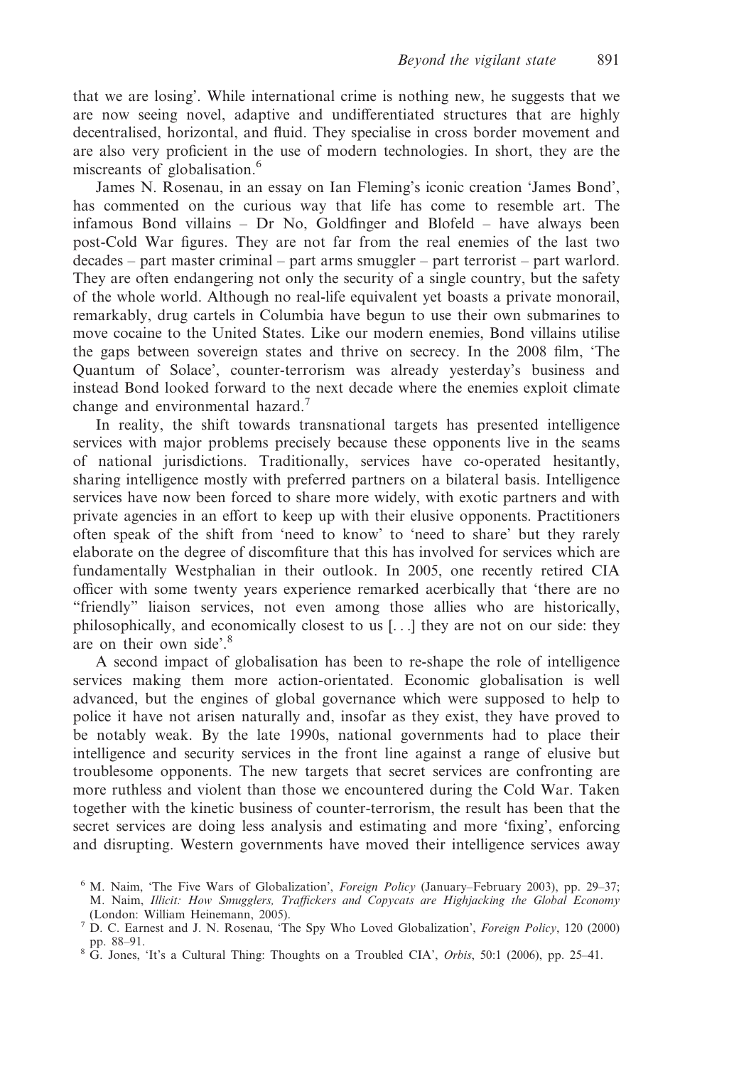that we are losing'. While international crime is nothing new, he suggests that we are now seeing novel, adaptive and undifferentiated structures that are highly decentralised, horizontal, and fluid. They specialise in cross border movement and are also very proficient in the use of modern technologies. In short, they are the miscreants of globalisation.[6]

James N. Rosenau, in an essay on Ian Fleming's iconic creation 'James Bond', has commented on the curious way that life has come to resemble art. The infamous Bond villains – Dr No, Goldfinger and Blofeld – have always been post-Cold War figures. They are not far from the real enemies of the last two decades – part master criminal – part arms smuggler – part terrorist – part warlord. They are often endangering not only the security of a single country, but the safety of the whole world. Although no real-life equivalent yet boasts a private monorail, remarkably, drug cartels in Columbia have begun to use their own submarines to move cocaine to the United States. Like our modern enemies, Bond villains utilise the gaps between sovereign states and thrive on secrecy. In the 2008 film, 'The Quantum of Solace', counter-terrorism was already yesterday's business and instead Bond looked forward to the next decade where the enemies exploit climate change and environmental hazard.[7]

In reality, the shift towards transnational targets has presented intelligence services with major problems precisely because these opponents live in the seams of national jurisdictions. Traditionally, services have co-operated hesitantly, sharing intelligence mostly with preferred partners on a bilateral basis. Intelligence services have now been forced to share more widely, with exotic partners and with private agencies in an effort to keep up with their elusive opponents. Practitioners often speak of the shift from 'need to know' to 'need to share' but they rarely elaborate on the degree of discomfiture that this has involved for services which are fundamentally Westphalian in their outlook. In 2005, one recently retired CIA officer with some twenty years experience remarked acerbically that 'there are no "friendly" liaison services, not even among those allies who are historically, philosophically, and economically closest to us [. . .] they are not on our side: they are on their own side'.[8]

A second impact of globalisation has been to re-shape the role of intelligence services making them more action-orientated. Economic globalisation is well advanced, but the engines of global governance which were supposed to help to police it have not arisen naturally and, insofar as they exist, they have proved to be notably weak. By the late 1990s, national governments had to place their intelligence and security services in the front line against a range of elusive but troublesome opponents. The new targets that secret services are confronting are more ruthless and violent than those we encountered during the Cold War. Taken together with the kinetic business of counter-terrorism, the result has been that the secret services are doing less analysis and estimating and more 'fixing', enforcing and disrupting. Western governments have moved their intelligence services away

[6] M. Naim, 'The Five Wars of Globalization', *Foreign Policy* (January–February 2003), pp. 29–37; M. Naim, *Illicit: How Smugglers, Traffickers and Copycats are Highjacking the Global Economy* (London: William Heinemann, 2005).

[7] D. C. Earnest and J. N. Rosenau, 'The Spy Who Loved Globalization', *Foreign Policy*, 120 (2000) pp. 88–91.

[8] G. Jones, 'It's a Cultural Thing: Thoughts on a Troubled CIA', *Orbis*, 50:1 (2006), pp. 25–41.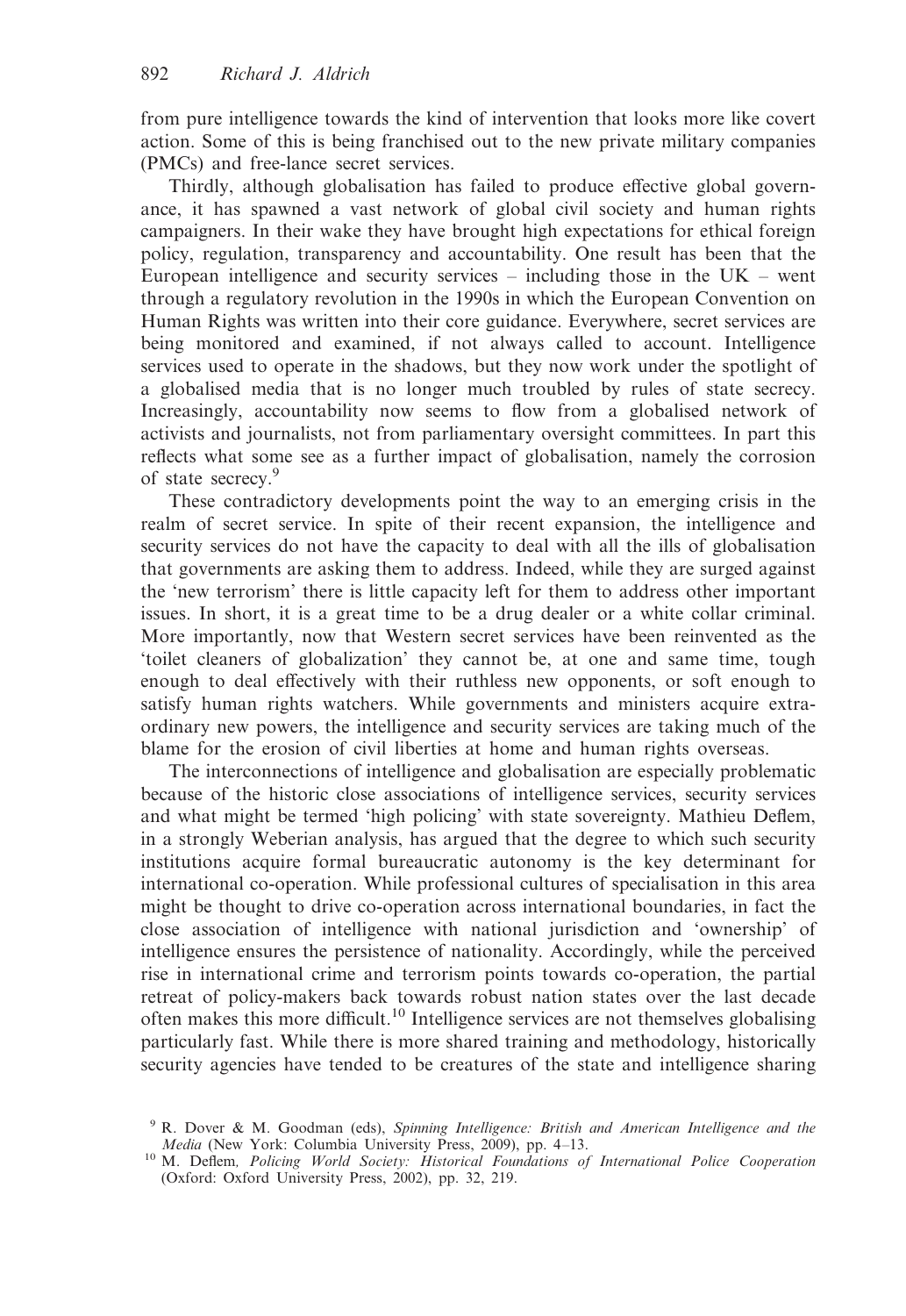from pure intelligence towards the kind of intervention that looks more like covert action. Some of this is being franchised out to the new private military companies (PMCs) and free-lance secret services.

Thirdly, although globalisation has failed to produce effective global governance, it has spawned a vast network of global civil society and human rights campaigners. In their wake they have brought high expectations for ethical foreign policy, regulation, transparency and accountability. One result has been that the European intelligence and security services – including those in the UK – went through a regulatory revolution in the 1990s in which the European Convention on Human Rights was written into their core guidance. Everywhere, secret services are being monitored and examined, if not always called to account. Intelligence services used to operate in the shadows, but they now work under the spotlight of a globalised media that is no longer much troubled by rules of state secrecy. Increasingly, accountability now seems to flow from a globalised network of activists and journalists, not from parliamentary oversight committees. In part this reflects what some see as a further impact of globalisation, namely the corrosion of state secrecy.[9]

These contradictory developments point the way to an emerging crisis in the realm of secret service. In spite of their recent expansion, the intelligence and security services do not have the capacity to deal with all the ills of globalisation that governments are asking them to address. Indeed, while they are surged against the 'new terrorism' there is little capacity left for them to address other important issues. In short, it is a great time to be a drug dealer or a white collar criminal. More importantly, now that Western secret services have been reinvented as the 'toilet cleaners of globalization' they cannot be, at one and same time, tough enough to deal effectively with their ruthless new opponents, or soft enough to satisfy human rights watchers. While governments and ministers acquire extraordinary new powers, the intelligence and security services are taking much of the blame for the erosion of civil liberties at home and human rights overseas.

The interconnections of intelligence and globalisation are especially problematic because of the historic close associations of intelligence services, security services and what might be termed 'high policing' with state sovereignty. Mathieu Deflem, in a strongly Weberian analysis, has argued that the degree to which such security institutions acquire formal bureaucratic autonomy is the key determinant for international co-operation. While professional cultures of specialisation in this area might be thought to drive co-operation across international boundaries, in fact the close association of intelligence with national jurisdiction and 'ownership' of intelligence ensures the persistence of nationality. Accordingly, while the perceived rise in international crime and terrorism points towards co-operation, the partial retreat of policy-makers back towards robust nation states over the last decade often makes this more difficult.[10] Intelligence services are not themselves globalising particularly fast. While there is more shared training and methodology, historically security agencies have tended to be creatures of the state and intelligence sharing

[9] R. Dover & M. Goodman (eds), *Spinning Intelligence: British and American Intelligence and the Media* (New York: Columbia University Press, 2009), pp. 4–13.

[10] M. Deflem, *Policing World Society: Historical Foundations of International Police Cooperation* (Oxford: Oxford University Press, 2002), pp. 32, 219.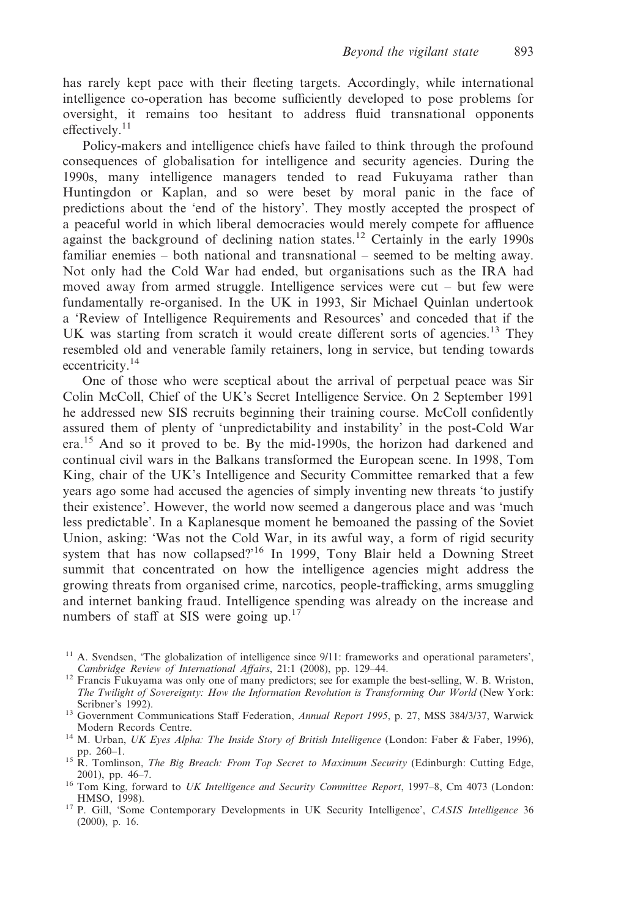has rarely kept pace with their fleeting targets. Accordingly, while international intelligence co-operation has become sufficiently developed to pose problems for oversight, it remains too hesitant to address fluid transnational opponents effectively.[11]

Policy-makers and intelligence chiefs have failed to think through the profound consequences of globalisation for intelligence and security agencies. During the 1990s, many intelligence managers tended to read Fukuyama rather than Huntingdon or Kaplan, and so were beset by moral panic in the face of predictions about the 'end of the history'. They mostly accepted the prospect of a peaceful world in which liberal democracies would merely compete for affluence against the background of declining nation states.[12] Certainly in the early 1990s familiar enemies – both national and transnational – seemed to be melting away. Not only had the Cold War had ended, but organisations such as the IRA had moved away from armed struggle. Intelligence services were cut – but few were fundamentally re-organised. In the UK in 1993, Sir Michael Quinlan undertook a 'Review of Intelligence Requirements and Resources' and conceded that if the UK was starting from scratch it would create different sorts of agencies.[13] They resembled old and venerable family retainers, long in service, but tending towards eccentricity.[14]

One of those who were sceptical about the arrival of perpetual peace was Sir Colin McColl, Chief of the UK's Secret Intelligence Service. On 2 September 1991 he addressed new SIS recruits beginning their training course. McColl confidently assured them of plenty of 'unpredictability and instability' in the post-Cold War era.[15] And so it proved to be. By the mid-1990s, the horizon had darkened and continual civil wars in the Balkans transformed the European scene. In 1998, Tom King, chair of the UK's Intelligence and Security Committee remarked that a few years ago some had accused the agencies of simply inventing new threats 'to justify their existence'. However, the world now seemed a dangerous place and was 'much less predictable'. In a Kaplanesque moment he bemoaned the passing of the Soviet Union, asking: 'Was not the Cold War, in its awful way, a form of rigid security system that has now collapsed?'[16] In 1999, Tony Blair held a Downing Street summit that concentrated on how the intelligence agencies might address the growing threats from organised crime, narcotics, people-trafficking, arms smuggling and internet banking fraud. Intelligence spending was already on the increase and numbers of staff at SIS were going up.[17]

---

[11] A. Svendsen, 'The globalization of intelligence since 9/11: frameworks and operational parameters', *Cambridge Review of International Affairs*, 21:1 (2008), pp. 129–44.

[12] Francis Fukuyama was only one of many predictors; see for example the best-selling, W. B. Wriston, *The Twilight of Sovereignty: How the Information Revolution is Transforming Our World* (New York: Scribner's 1992).

[13] Government Communications Staff Federation, *Annual Report 1995*, p. 27, MSS 384/3/37, Warwick Modern Records Centre.

[14] M. Urban, *UK Eyes Alpha: The Inside Story of British Intelligence* (London: Faber & Faber, 1996), pp. 260–1.

[15] R. Tomlinson, *The Big Breach: From Top Secret to Maximum Security* (Edinburgh: Cutting Edge, 2001), pp. 46–7.

[16] Tom King, forward to *UK Intelligence and Security Committee Report*, 1997–8, Cm 4073 (London: HMSO, 1998).

[17] P. Gill, 'Some Contemporary Developments in UK Security Intelligence', *CASIS Intelligence* 36 (2000), p. 16.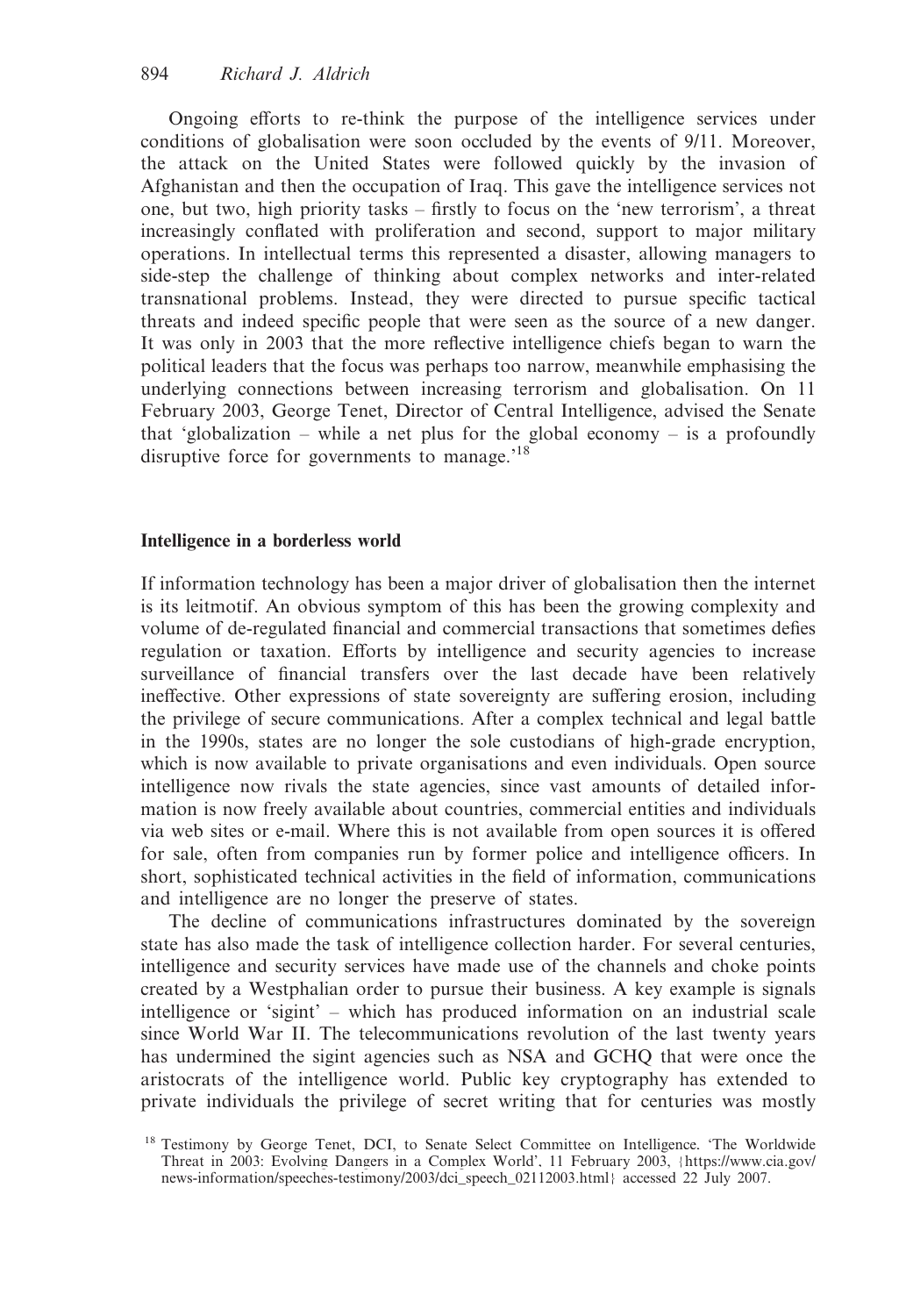Ongoing efforts to re-think the purpose of the intelligence services under conditions of globalisation were soon occluded by the events of 9/11. Moreover, the attack on the United States were followed quickly by the invasion of Afghanistan and then the occupation of Iraq. This gave the intelligence services not one, but two, high priority tasks – firstly to focus on the 'new terrorism', a threat increasingly conflated with proliferation and second, support to major military operations. In intellectual terms this represented a disaster, allowing managers to side-step the challenge of thinking about complex networks and inter-related transnational problems. Instead, they were directed to pursue specific tactical threats and indeed specific people that were seen as the source of a new danger. It was only in 2003 that the more reflective intelligence chiefs began to warn the political leaders that the focus was perhaps too narrow, meanwhile emphasising the underlying connections between increasing terrorism and globalisation. On 11 February 2003, George Tenet, Director of Central Intelligence, advised the Senate that 'globalization – while a net plus for the global economy – is a profoundly disruptive force for governments to manage.'[18]

### Intelligence in a borderless world

If information technology has been a major driver of globalisation then the internet is its leitmotif. An obvious symptom of this has been the growing complexity and volume of de-regulated financial and commercial transactions that sometimes defies regulation or taxation. Efforts by intelligence and security agencies to increase surveillance of financial transfers over the last decade have been relatively ineffective. Other expressions of state sovereignty are suffering erosion, including the privilege of secure communications. After a complex technical and legal battle in the 1990s, states are no longer the sole custodians of high-grade encryption, which is now available to private organisations and even individuals. Open source intelligence now rivals the state agencies, since vast amounts of detailed information is now freely available about countries, commercial entities and individuals via web sites or e-mail. Where this is not available from open sources it is offered for sale, often from companies run by former police and intelligence officers. In short, sophisticated technical activities in the field of information, communications and intelligence are no longer the preserve of states.

The decline of communications infrastructures dominated by the sovereign state has also made the task of intelligence collection harder. For several centuries, intelligence and security services have made use of the channels and choke points created by a Westphalian order to pursue their business. A key example is signals intelligence or 'sigint' – which has produced information on an industrial scale since World War II. The telecommunications revolution of the last twenty years has undermined the sigint agencies such as NSA and GCHQ that were once the aristocrats of the intelligence world. Public key cryptography has extended to private individuals the privilege of secret writing that for centuries was mostly

[18] Testimony by George Tenet, DCI, to Senate Select Committee on Intelligence. 'The Worldwide Threat in 2003: Evolving Dangers in a Complex World', 11 February 2003, {https://www.cia.gov/news-information/speeches-testimony/2003/dci_speech_02112003.html} accessed 22 July 2007.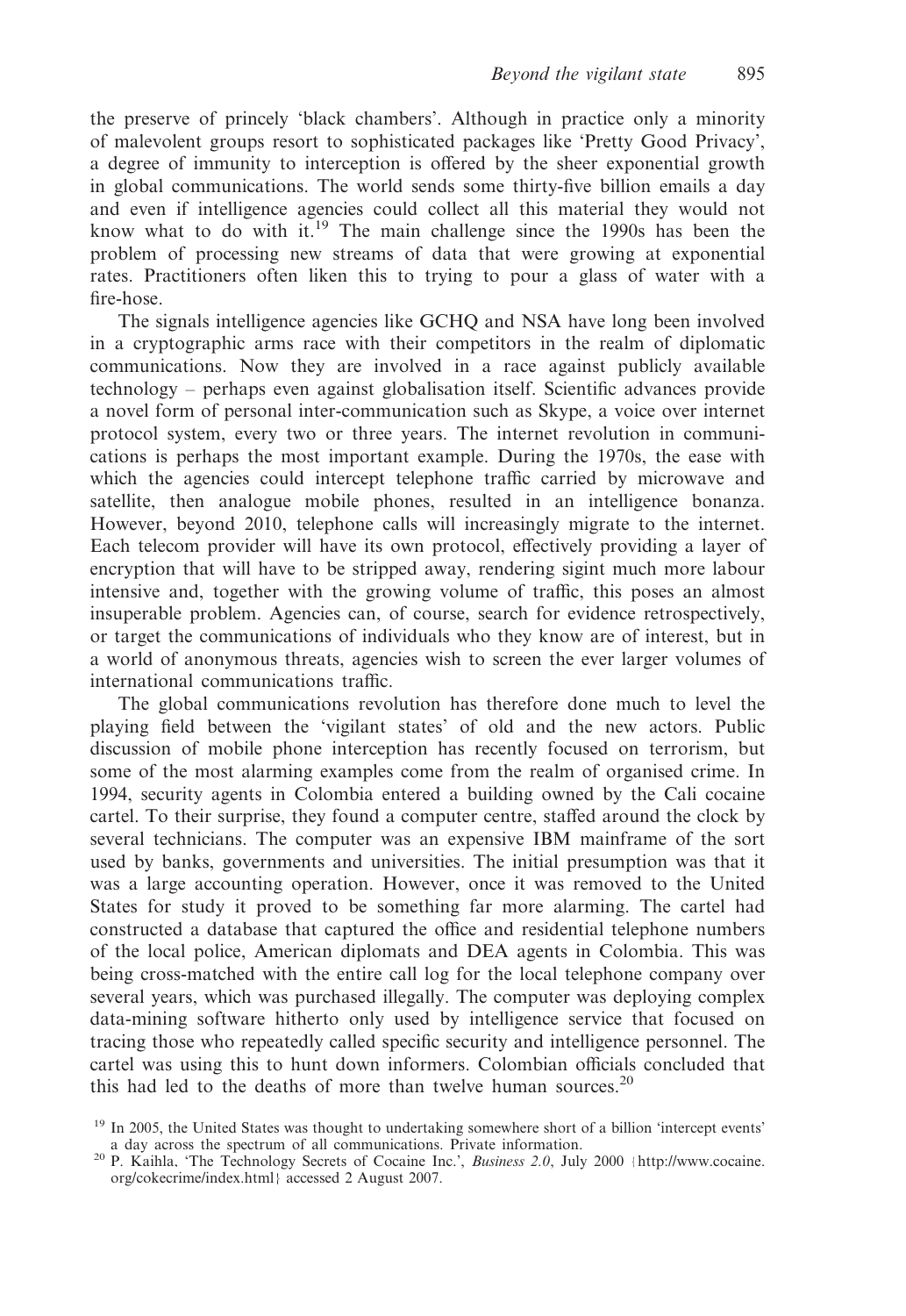the preserve of princely 'black chambers'. Although in practice only a minority of malevolent groups resort to sophisticated packages like 'Pretty Good Privacy', a degree of immunity to interception is offered by the sheer exponential growth in global communications. The world sends some thirty-five billion emails a day and even if intelligence agencies could collect all this material they would not know what to do with it.[19] The main challenge since the 1990s has been the problem of processing new streams of data that were growing at exponential rates. Practitioners often liken this to trying to pour a glass of water with a fire-hose.

The signals intelligence agencies like GCHQ and NSA have long been involved in a cryptographic arms race with their competitors in the realm of diplomatic communications. Now they are involved in a race against publicly available technology – perhaps even against globalisation itself. Scientific advances provide a novel form of personal inter-communication such as Skype, a voice over internet protocol system, every two or three years. The internet revolution in communications is perhaps the most important example. During the 1970s, the ease with which the agencies could intercept telephone traffic carried by microwave and satellite, then analogue mobile phones, resulted in an intelligence bonanza. However, beyond 2010, telephone calls will increasingly migrate to the internet. Each telecom provider will have its own protocol, effectively providing a layer of encryption that will have to be stripped away, rendering sigint much more labour intensive and, together with the growing volume of traffic, this poses an almost insuperable problem. Agencies can, of course, search for evidence retrospectively, or target the communications of individuals who they know are of interest, but in a world of anonymous threats, agencies wish to screen the ever larger volumes of international communications traffic.

The global communications revolution has therefore done much to level the playing field between the 'vigilant states' of old and the new actors. Public discussion of mobile phone interception has recently focused on terrorism, but some of the most alarming examples come from the realm of organised crime. In 1994, security agents in Colombia entered a building owned by the Cali cocaine cartel. To their surprise, they found a computer centre, staffed around the clock by several technicians. The computer was an expensive IBM mainframe of the sort used by banks, governments and universities. The initial presumption was that it was a large accounting operation. However, once it was removed to the United States for study it proved to be something far more alarming. The cartel had constructed a database that captured the office and residential telephone numbers of the local police, American diplomats and DEA agents in Colombia. This was being cross-matched with the entire call log for the local telephone company over several years, which was purchased illegally. The computer was deploying complex data-mining software hitherto only used by intelligence service that focused on tracing those who repeatedly called specific security and intelligence personnel. The cartel was using this to hunt down informers. Colombian officials concluded that this had led to the deaths of more than twelve human sources.[20]

---

[19] In 2005, the United States was thought to undertaking somewhere short of a billion 'intercept events' a day across the spectrum of all communications. Private information.

[20] P. Kaihla, 'The Technology Secrets of Cocaine Inc.', *Business 2.0*, July 2000 {http://www.cocaine.org/cokecrime/index.html} accessed 2 August 2007.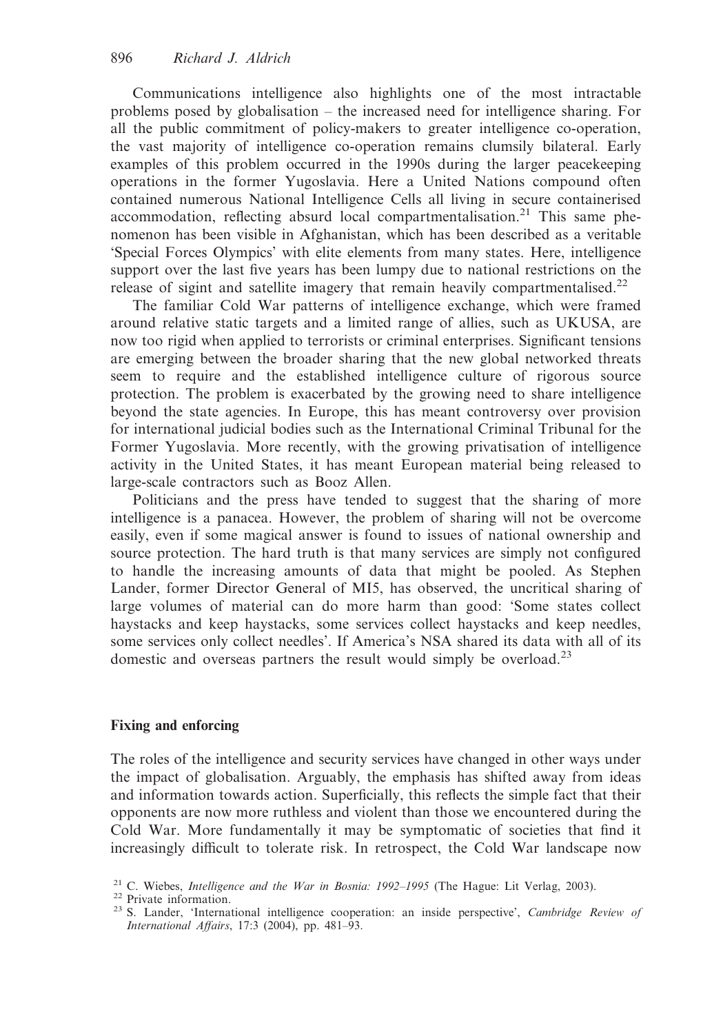Communications intelligence also highlights one of the most intractable problems posed by globalisation – the increased need for intelligence sharing. For all the public commitment of policy-makers to greater intelligence co-operation, the vast majority of intelligence co-operation remains clumsily bilateral. Early examples of this problem occurred in the 1990s during the larger peacekeeping operations in the former Yugoslavia. Here a United Nations compound often contained numerous National Intelligence Cells all living in secure containerised accommodation, reflecting absurd local compartmentalisation.[21] This same phenomenon has been visible in Afghanistan, which has been described as a veritable 'Special Forces Olympics' with elite elements from many states. Here, intelligence support over the last five years has been lumpy due to national restrictions on the release of sigint and satellite imagery that remain heavily compartmentalised.[22]

The familiar Cold War patterns of intelligence exchange, which were framed around relative static targets and a limited range of allies, such as UKUSA, are now too rigid when applied to terrorists or criminal enterprises. Significant tensions are emerging between the broader sharing that the new global networked threats seem to require and the established intelligence culture of rigorous source protection. The problem is exacerbated by the growing need to share intelligence beyond the state agencies. In Europe, this has meant controversy over provision for international judicial bodies such as the International Criminal Tribunal for the Former Yugoslavia. More recently, with the growing privatisation of intelligence activity in the United States, it has meant European material being released to large-scale contractors such as Booz Allen.

Politicians and the press have tended to suggest that the sharing of more intelligence is a panacea. However, the problem of sharing will not be overcome easily, even if some magical answer is found to issues of national ownership and source protection. The hard truth is that many services are simply not configured to handle the increasing amounts of data that might be pooled. As Stephen Lander, former Director General of MI5, has observed, the uncritical sharing of large volumes of material can do more harm than good: 'Some states collect haystacks and keep haystacks, some services collect haystacks and keep needles, some services only collect needles'. If America's NSA shared its data with all of its domestic and overseas partners the result would simply be overload.[23]

## Fixing and enforcing

The roles of the intelligence and security services have changed in other ways under the impact of globalisation. Arguably, the emphasis has shifted away from ideas and information towards action. Superficially, this reflects the simple fact that their opponents are now more ruthless and violent than those we encountered during the Cold War. More fundamentally it may be symptomatic of societies that find it increasingly difficult to tolerate risk. In retrospect, the Cold War landscape now

[21] C. Wiebes, *Intelligence and the War in Bosnia: 1992–1995* (The Hague: Lit Verlag, 2003).

[22] Private information.

[23] S. Lander, 'International intelligence cooperation: an inside perspective', *Cambridge Review of International Affairs*, 17:3 (2004), pp. 481–93.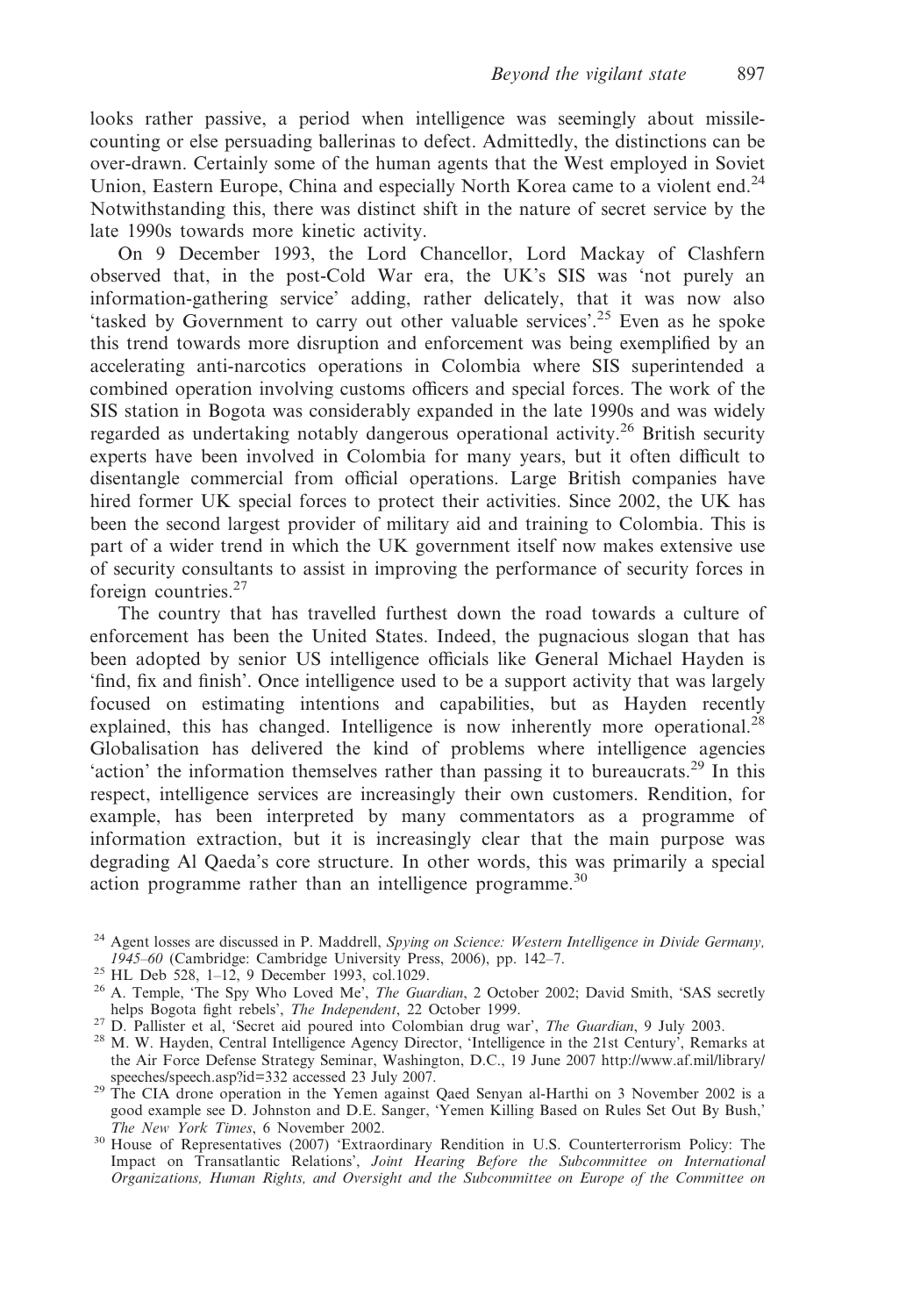looks rather passive, a period when intelligence was seemingly about missile-counting or else persuading ballerinas to defect. Admittedly, the distinctions can be over-drawn. Certainly some of the human agents that the West employed in Soviet Union, Eastern Europe, China and especially North Korea came to a violent end.[24] Notwithstanding this, there was distinct shift in the nature of secret service by the late 1990s towards more kinetic activity.

On 9 December 1993, the Lord Chancellor, Lord Mackay of Clashfern observed that, in the post-Cold War era, the UK's SIS was 'not purely an information-gathering service' adding, rather delicately, that it was now also 'tasked by Government to carry out other valuable services'.[25] Even as he spoke this trend towards more disruption and enforcement was being exemplified by an accelerating anti-narcotics operations in Colombia where SIS superintended a combined operation involving customs officers and special forces. The work of the SIS station in Bogota was considerably expanded in the late 1990s and was widely regarded as undertaking notably dangerous operational activity.[26] British security experts have been involved in Colombia for many years, but it often difficult to disentangle commercial from official operations. Large British companies have hired former UK special forces to protect their activities. Since 2002, the UK has been the second largest provider of military aid and training to Colombia. This is part of a wider trend in which the UK government itself now makes extensive use of security consultants to assist in improving the performance of security forces in foreign countries.[27]

The country that has travelled furthest down the road towards a culture of enforcement has been the United States. Indeed, the pugnacious slogan that has been adopted by senior US intelligence officials like General Michael Hayden is 'find, fix and finish'. Once intelligence used to be a support activity that was largely focused on estimating intentions and capabilities, but as Hayden recently explained, this has changed. Intelligence is now inherently more operational.[28] Globalisation has delivered the kind of problems where intelligence agencies 'action' the information themselves rather than passing it to bureaucrats.[29] In this respect, intelligence services are increasingly their own customers. Rendition, for example, has been interpreted by many commentators as a programme of information extraction, but it is increasingly clear that the main purpose was degrading Al Qaeda's core structure. In other words, this was primarily a special action programme rather than an intelligence programme.[30]

[24] Agent losses are discussed in P. Maddrell, *Spying on Science: Western Intelligence in Divide Germany, 1945–60* (Cambridge: Cambridge University Press, 2006), pp. 142–7.

[25] HL Deb 528, 1–12, 9 December 1993, col.1029.

[26] A. Temple, 'The Spy Who Loved Me', *The Guardian*, 2 October 2002; David Smith, 'SAS secretly helps Bogota fight rebels', *The Independent*, 22 October 1999.

[27] D. Pallister et al, 'Secret aid poured into Colombian drug war', *The Guardian*, 9 July 2003.

[28] M. W. Hayden, Central Intelligence Agency Director, 'Intelligence in the 21st Century', Remarks at the Air Force Defense Strategy Seminar, Washington, D.C., 19 June 2007 http://www.af.mil/library/speeches/speech.asp?id=332 accessed 23 July 2007.

[29] The CIA drone operation in the Yemen against Qaed Senyan al-Harthi on 3 November 2002 is a good example see D. Johnston and D.E. Sanger, 'Yemen Killing Based on Rules Set Out By Bush,' *The New York Times*, 6 November 2002.

[30] House of Representatives (2007) 'Extraordinary Rendition in U.S. Counterterrorism Policy: The Impact on Transatlantic Relations', *Joint Hearing Before the Subcommittee on International Organizations, Human Rights, and Oversight and the Subcommittee on Europe of the Committee on*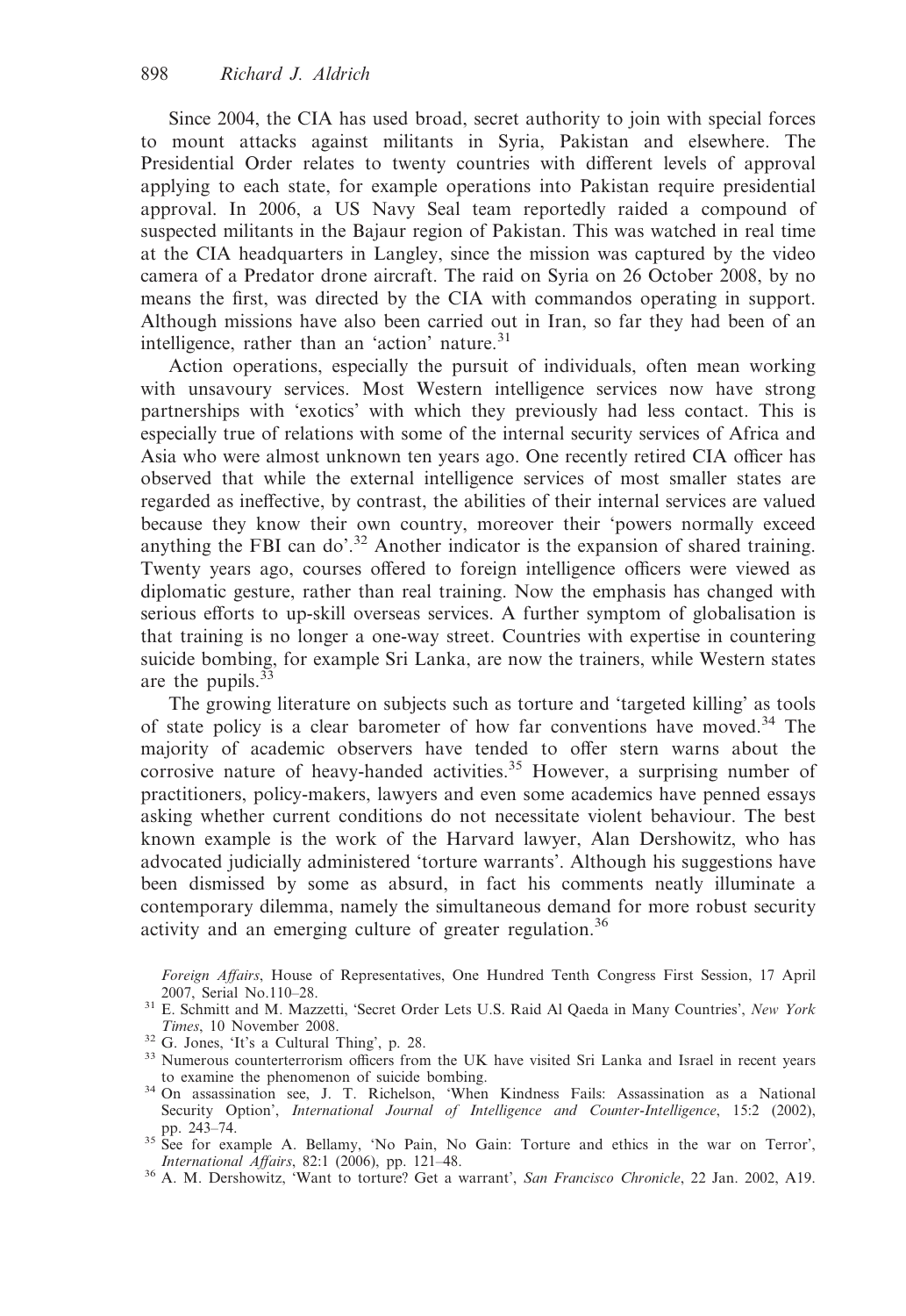Since 2004, the CIA has used broad, secret authority to join with special forces to mount attacks against militants in Syria, Pakistan and elsewhere. The Presidential Order relates to twenty countries with different levels of approval applying to each state, for example operations into Pakistan require presidential approval. In 2006, a US Navy Seal team reportedly raided a compound of suspected militants in the Bajaur region of Pakistan. This was watched in real time at the CIA headquarters in Langley, since the mission was captured by the video camera of a Predator drone aircraft. The raid on Syria on 26 October 2008, by no means the first, was directed by the CIA with commandos operating in support. Although missions have also been carried out in Iran, so far they had been of an intelligence, rather than an 'action' nature.[31]

Action operations, especially the pursuit of individuals, often mean working with unsavoury services. Most Western intelligence services now have strong partnerships with 'exotics' with which they previously had less contact. This is especially true of relations with some of the internal security services of Africa and Asia who were almost unknown ten years ago. One recently retired CIA officer has observed that while the external intelligence services of most smaller states are regarded as ineffective, by contrast, the abilities of their internal services are valued because they know their own country, moreover their 'powers normally exceed anything the FBI can do'.[32] Another indicator is the expansion of shared training. Twenty years ago, courses offered to foreign intelligence officers were viewed as diplomatic gesture, rather than real training. Now the emphasis has changed with serious efforts to up-skill overseas services. A further symptom of globalisation is that training is no longer a one-way street. Countries with expertise in countering suicide bombing, for example Sri Lanka, are now the trainers, while Western states are the pupils.[33]

The growing literature on subjects such as torture and 'targeted killing' as tools of state policy is a clear barometer of how far conventions have moved.[34] The majority of academic observers have tended to offer stern warns about the corrosive nature of heavy-handed activities.[35] However, a surprising number of practitioners, policy-makers, lawyers and even some academics have penned essays asking whether current conditions do not necessitate violent behaviour. The best known example is the work of the Harvard lawyer, Alan Dershowitz, who has advocated judicially administered 'torture warrants'. Although his suggestions have been dismissed by some as absurd, in fact his comments neatly illuminate a contemporary dilemma, namely the simultaneous demand for more robust security activity and an emerging culture of greater regulation.[36]

*Foreign Affairs*, House of Representatives, One Hundred Tenth Congress First Session, 17 April 2007, Serial No.110–28.

[31] E. Schmitt and M. Mazzetti, 'Secret Order Lets U.S. Raid Al Qaeda in Many Countries', *New York Times*, 10 November 2008.

[32] G. Jones, 'It's a Cultural Thing', p. 28.

[33] Numerous counterterrorism officers from the UK have visited Sri Lanka and Israel in recent years to examine the phenomenon of suicide bombing.

[34] On assassination see, J. T. Richelson, 'When Kindness Fails: Assassination as a National Security Option', *International Journal of Intelligence and Counter-Intelligence*, 15:2 (2002), pp. 243–74.

[35] See for example A. Bellamy, 'No Pain, No Gain: Torture and ethics in the war on Terror', *International Affairs*, 82:1 (2006), pp. 121–48.

[36] A. M. Dershowitz, 'Want to torture? Get a warrant', *San Francisco Chronicle*, 22 Jan. 2002, A19.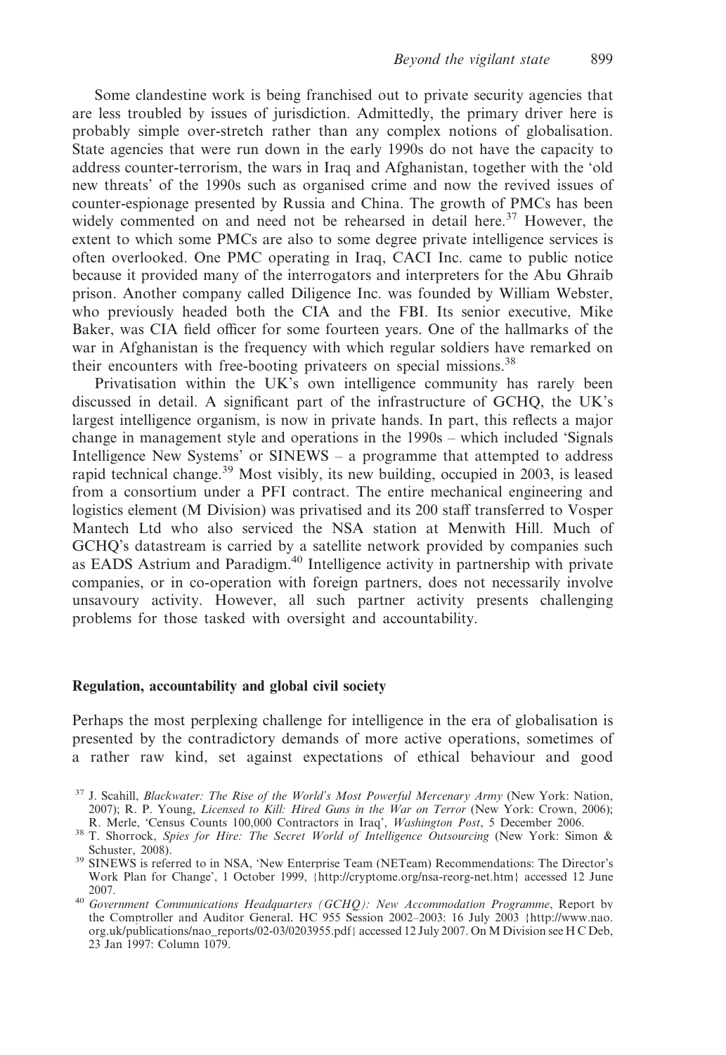Some clandestine work is being franchised out to private security agencies that are less troubled by issues of jurisdiction. Admittedly, the primary driver here is probably simple over-stretch rather than any complex notions of globalisation. State agencies that were run down in the early 1990s do not have the capacity to address counter-terrorism, the wars in Iraq and Afghanistan, together with the 'old new threats' of the 1990s such as organised crime and now the revived issues of counter-espionage presented by Russia and China. The growth of PMCs has been widely commented on and need not be rehearsed in detail here.[37] However, the extent to which some PMCs are also to some degree private intelligence services is often overlooked. One PMC operating in Iraq, CACI Inc. came to public notice because it provided many of the interrogators and interpreters for the Abu Ghraib prison. Another company called Diligence Inc. was founded by William Webster, who previously headed both the CIA and the FBI. Its senior executive, Mike Baker, was CIA field officer for some fourteen years. One of the hallmarks of the war in Afghanistan is the frequency with which regular soldiers have remarked on their encounters with free-booting privateers on special missions.[38]

Privatisation within the UK's own intelligence community has rarely been discussed in detail. A significant part of the infrastructure of GCHQ, the UK's largest intelligence organism, is now in private hands. In part, this reflects a major change in management style and operations in the 1990s – which included 'Signals Intelligence New Systems' or SINEWS – a programme that attempted to address rapid technical change.[39] Most visibly, its new building, occupied in 2003, is leased from a consortium under a PFI contract. The entire mechanical engineering and logistics element (M Division) was privatised and its 200 staff transferred to Vosper Mantech Ltd who also serviced the NSA station at Menwith Hill. Much of GCHQ's datastream is carried by a satellite network provided by companies such as EADS Astrium and Paradigm.[40] Intelligence activity in partnership with private companies, or in co-operation with foreign partners, does not necessarily involve unsavoury activity. However, all such partner activity presents challenging problems for those tasked with oversight and accountability.

### Regulation, accountability and global civil society

Perhaps the most perplexing challenge for intelligence in the era of globalisation is presented by the contradictory demands of more active operations, sometimes of a rather raw kind, set against expectations of ethical behaviour and good

[37] J. Scahill, *Blackwater: The Rise of the World's Most Powerful Mercenary Army* (New York: Nation, 2007); R. P. Young, *Licensed to Kill: Hired Guns in the War on Terror* (New York: Crown, 2006); R. Merle, 'Census Counts 100,000 Contractors in Iraq', *Washington Post*, 5 December 2006.

[38] T. Shorrock, *Spies for Hire: The Secret World of Intelligence Outsourcing* (New York: Simon & Schuster, 2008).

[39] SINEWS is referred to in NSA, 'New Enterprise Team (NETeam) Recommendations: The Director's Work Plan for Change', 1 October 1999, {http://cryptome.org/nsa-reorg-net.htm} accessed 12 June 2007.

[40] *Government Communications Headquarters (GCHQ): New Accommodation Programme*, Report by the Comptroller and Auditor General. HC 955 Session 2002–2003: 16 July 2003 {http://www.nao.org.uk/publications/nao_reports/02-03/0203955.pdf} accessed 12 July 2007. On M Division see H C Deb, 23 Jan 1997: Column 1079.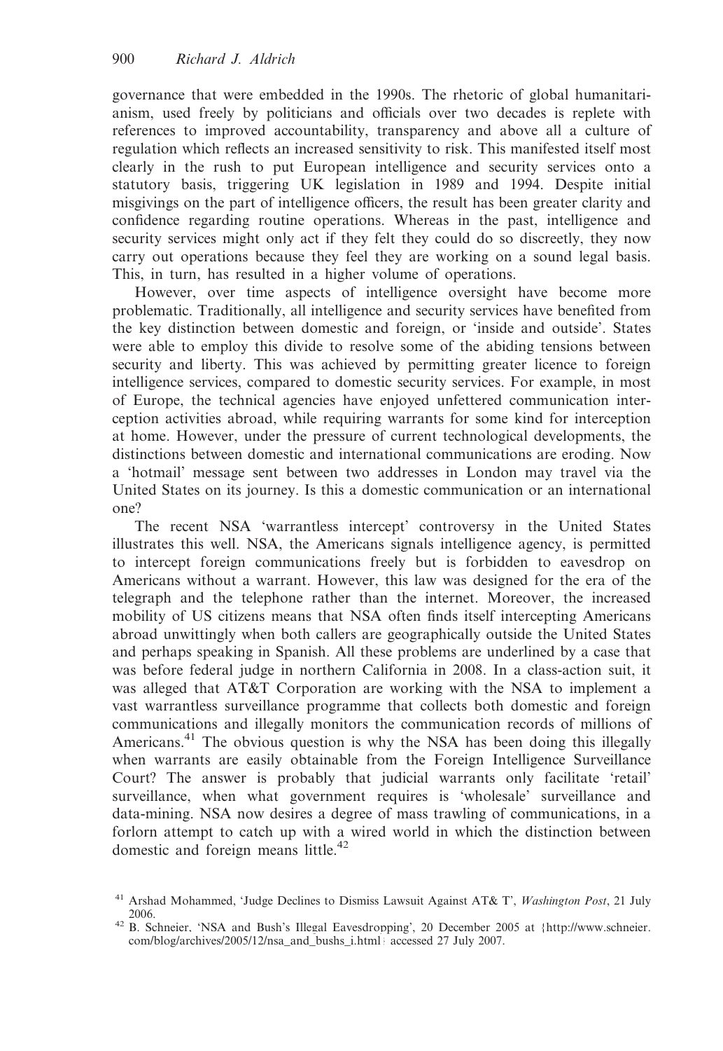governance that were embedded in the 1990s. The rhetoric of global humanitarianism, used freely by politicians and officials over two decades is replete with references to improved accountability, transparency and above all a culture of regulation which reflects an increased sensitivity to risk. This manifested itself most clearly in the rush to put European intelligence and security services onto a statutory basis, triggering UK legislation in 1989 and 1994. Despite initial misgivings on the part of intelligence officers, the result has been greater clarity and confidence regarding routine operations. Whereas in the past, intelligence and security services might only act if they felt they could do so discreetly, they now carry out operations because they feel they are working on a sound legal basis. This, in turn, has resulted in a higher volume of operations.

However, over time aspects of intelligence oversight have become more problematic. Traditionally, all intelligence and security services have benefited from the key distinction between domestic and foreign, or 'inside and outside'. States were able to employ this divide to resolve some of the abiding tensions between security and liberty. This was achieved by permitting greater licence to foreign intelligence services, compared to domestic security services. For example, in most of Europe, the technical agencies have enjoyed unfettered communication interception activities abroad, while requiring warrants for some kind for interception at home. However, under the pressure of current technological developments, the distinctions between domestic and international communications are eroding. Now a 'hotmail' message sent between two addresses in London may travel via the United States on its journey. Is this a domestic communication or an international one?

The recent NSA 'warrantless intercept' controversy in the United States illustrates this well. NSA, the Americans signals intelligence agency, is permitted to intercept foreign communications freely but is forbidden to eavesdrop on Americans without a warrant. However, this law was designed for the era of the telegraph and the telephone rather than the internet. Moreover, the increased mobility of US citizens means that NSA often finds itself intercepting Americans abroad unwittingly when both callers are geographically outside the United States and perhaps speaking in Spanish. All these problems are underlined by a case that was before federal judge in northern California in 2008. In a class-action suit, it was alleged that AT&T Corporation are working with the NSA to implement a vast warrantless surveillance programme that collects both domestic and foreign communications and illegally monitors the communication records of millions of Americans.[41] The obvious question is why the NSA has been doing this illegally when warrants are easily obtainable from the Foreign Intelligence Surveillance Court? The answer is probably that judicial warrants only facilitate 'retail' surveillance, when what government requires is 'wholesale' surveillance and data-mining. NSA now desires a degree of mass trawling of communications, in a forlorn attempt to catch up with a wired world in which the distinction between domestic and foreign means little.[42]

[41] Arshad Mohammed, 'Judge Declines to Dismiss Lawsuit Against AT& T', *Washington Post*, 21 July 2006.

[42] B. Schneier, 'NSA and Bush's Illegal Eavesdropping', 20 December 2005 at {http://www.schneier.com/blog/archives/2005/12/nsa_and_bushs_i.html} accessed 27 July 2007.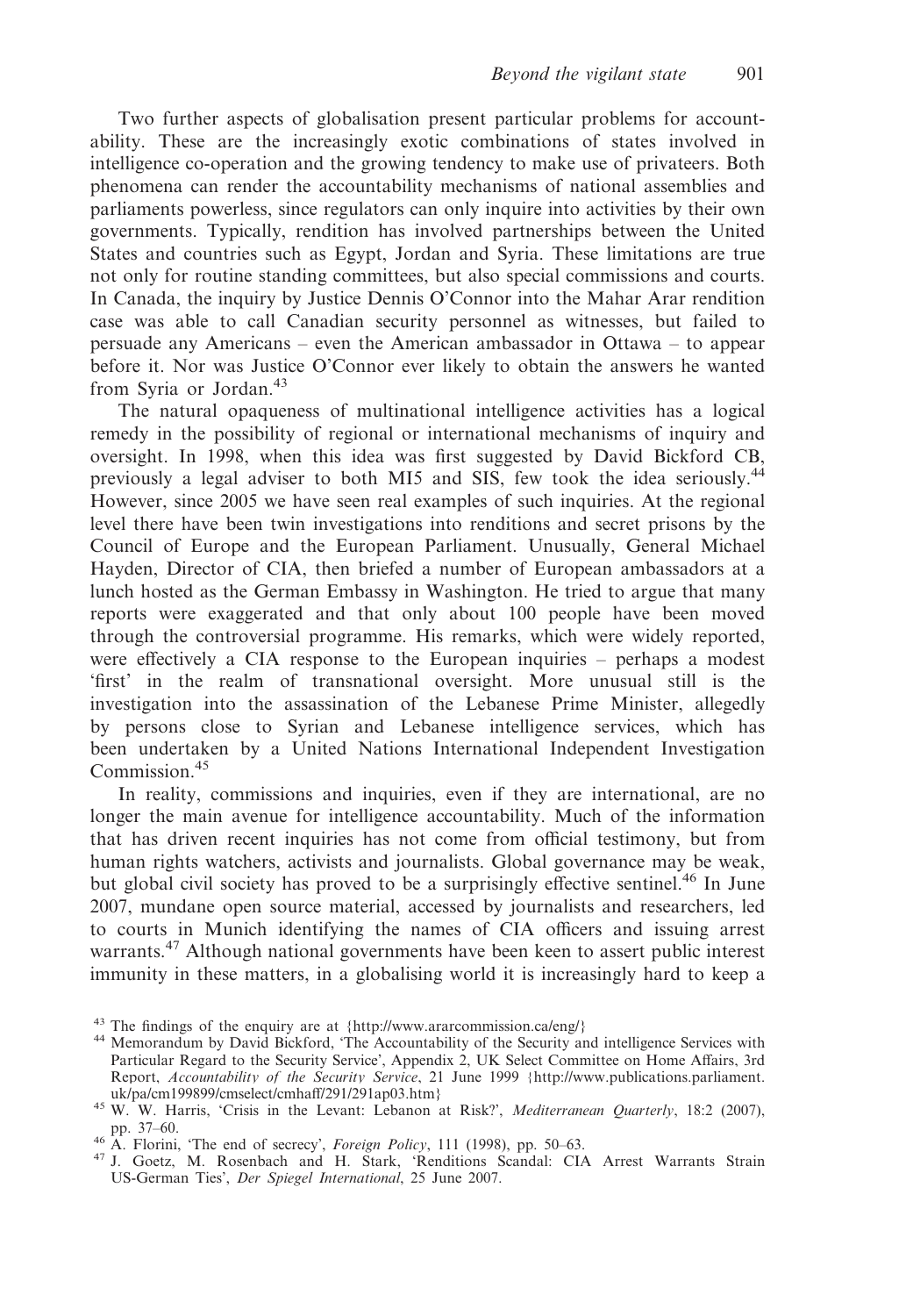Two further aspects of globalisation present particular problems for accountability. These are the increasingly exotic combinations of states involved in intelligence co-operation and the growing tendency to make use of privateers. Both phenomena can render the accountability mechanisms of national assemblies and parliaments powerless, since regulators can only inquire into activities by their own governments. Typically, rendition has involved partnerships between the United States and countries such as Egypt, Jordan and Syria. These limitations are true not only for routine standing committees, but also special commissions and courts. In Canada, the inquiry by Justice Dennis O'Connor into the Mahar Arar rendition case was able to call Canadian security personnel as witnesses, but failed to persuade any Americans – even the American ambassador in Ottawa – to appear before it. Nor was Justice O'Connor ever likely to obtain the answers he wanted from Syria or Jordan.[43]

The natural opaqueness of multinational intelligence activities has a logical remedy in the possibility of regional or international mechanisms of inquiry and oversight. In 1998, when this idea was first suggested by David Bickford CB, previously a legal adviser to both MI5 and SIS, few took the idea seriously.[44] However, since 2005 we have seen real examples of such inquiries. At the regional level there have been twin investigations into renditions and secret prisons by the Council of Europe and the European Parliament. Unusually, General Michael Hayden, Director of CIA, then briefed a number of European ambassadors at a lunch hosted as the German Embassy in Washington. He tried to argue that many reports were exaggerated and that only about 100 people have been moved through the controversial programme. His remarks, which were widely reported, were effectively a CIA response to the European inquiries – perhaps a modest 'first' in the realm of transnational oversight. More unusual still is the investigation into the assassination of the Lebanese Prime Minister, allegedly by persons close to Syrian and Lebanese intelligence services, which has been undertaken by a United Nations International Independent Investigation Commission.[45]

In reality, commissions and inquiries, even if they are international, are no longer the main avenue for intelligence accountability. Much of the information that has driven recent inquiries has not come from official testimony, but from human rights watchers, activists and journalists. Global governance may be weak, but global civil society has proved to be a surprisingly effective sentinel.[46] In June 2007, mundane open source material, accessed by journalists and researchers, led to courts in Munich identifying the names of CIA officers and issuing arrest warrants.[47] Although national governments have been keen to assert public interest immunity in these matters, in a globalising world it is increasingly hard to keep a

[43] The findings of the enquiry are at {http://www.ararcommission.ca/eng/}

[44] Memorandum by David Bickford, 'The Accountability of the Security and intelligence Services with Particular Regard to the Security Service', Appendix 2, UK Select Committee on Home Affairs, 3rd Report, *Accountability of the Security Service*, 21 June 1999 {http://www.publications.parliament.uk/pa/cm199899/cmselect/cmhaff/291/291ap03.htm}

[45] W. W. Harris, 'Crisis in the Levant: Lebanon at Risk?', *Mediterranean Quarterly*, 18:2 (2007), pp. 37–60.

[46] A. Florini, 'The end of secrecy', *Foreign Policy*, 111 (1998), pp. 50–63.

[47] J. Goetz, M. Rosenbach and H. Stark, 'Renditions Scandal: CIA Arrest Warrants Strain US-German Ties', *Der Spiegel International*, 25 June 2007.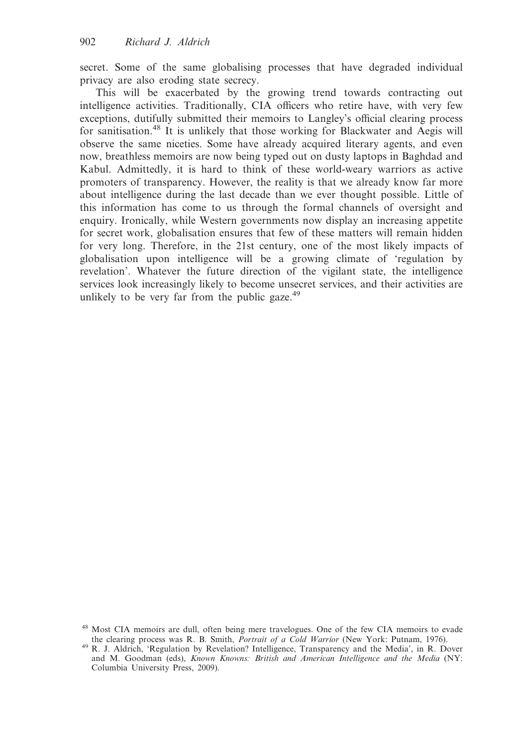secret. Some of the same globalising processes that have degraded individual privacy are also eroding state secrecy.

This will be exacerbated by the growing trend towards contracting out intelligence activities. Traditionally, CIA officers who retire have, with very few exceptions, dutifully submitted their memoirs to Langley's official clearing process for sanitisation.[48] It is unlikely that those working for Blackwater and Aegis will observe the same niceties. Some have already acquired literary agents, and even now, breathless memoirs are now being typed out on dusty laptops in Baghdad and Kabul. Admittedly, it is hard to think of these world-weary warriors as active promoters of transparency. However, the reality is that we already know far more about intelligence during the last decade than we ever thought possible. Little of this information has come to us through the formal channels of oversight and enquiry. Ironically, while Western governments now display an increasing appetite for secret work, globalisation ensures that few of these matters will remain hidden for very long. Therefore, in the 21st century, one of the most likely impacts of globalisation upon intelligence will be a growing climate of 'regulation by revelation'. Whatever the future direction of the vigilant state, the intelligence services look increasingly likely to become unsecret services, and their activities are unlikely to be very far from the public gaze.[49]

[48] Most CIA memoirs are dull, often being mere travelogues. One of the few CIA memoirs to evade the clearing process was R. B. Smith, *Portrait of a Cold Warrior* (New York: Putnam, 1976).

[49] R. J. Aldrich, 'Regulation by Revelation? Intelligence, Transparency and the Media', in R. Dover and M. Goodman (eds), *Known Knowns: British and American Intelligence and the Media* (NY: Columbia University Press, 2009).